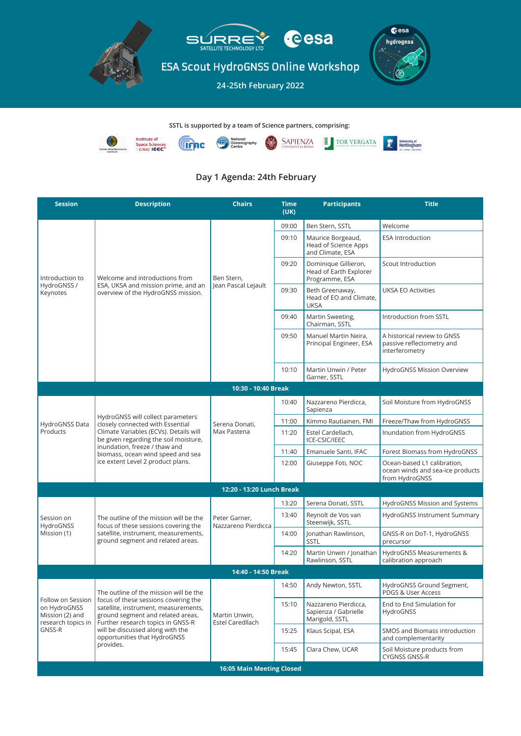SURREY SATELLITE TECHNOLOGY LTD · esa

# ESA Scout HydroGNSS Online Workshop

24-25th February 2022

SSTL is supported by a team of Science partners, comprising:

## Day 1 Agenda: 24th February

| Session | Description | Chairs | Time (UK) | Participants | Title |
|---|---|---|---|---|---|
| Introduction to HydroGNSS / Keynotes | Welcome and introductions from ESA, UKSA and mission prime, and an overview of the HydroGNSS mission. | Ben Stern, Jean Pascal Lejault | 09:00 | Ben Stern, SSTL | Welcome |
| | | | 09:10 | Maurice Borgeaud, Head of Science Apps and Climate, ESA | ESA Introduction |
| | | | 09:20 | Dominique Gillieron, Head of Earth Explorer Programme, ESA | Scout Introduction |
| | | | 09:30 | Beth Greenaway, Head of EO and Climate, UKSA | UKSA EO Activities |
| | | | 09:40 | Martin Sweeting, Chairman, SSTL | Introduction from SSTL |
| | | | 09:50 | Manuel Martin Neira, Principal Engineer, ESA | A historical review to GNSS passive reflectometry and interferometry |
| | | | 10:10 | Martin Unwin / Peter Garner, SSTL | HydroGNSS Mission Overview |
| **10:30 - 10:40 Break** | | | | | |
| HydroGNSS Data Products | HydroGNSS will collect parameters closely connected with Essential Climate Variables (ECVs). Details will be given regarding the soil moisture, inundation, freeze / thaw and biomass, ocean wind speed and sea ice extent Level 2 product plans. | Serena Donati, Max Pastena | 10:40 | Nazzareno Pierdicca, Sapienza | Soil Moisture from HydroGNSS |
| | | | 11:00 | Kimmo Rautiainen, FMI | Freeze/Thaw from HydroGNSS |
| | | | 11:20 | Estel Cardellach, ICE-CSIC/IEEC | Inundation from HydroGNSS |
| | | | 11:40 | Emanuele Santi, IFAC | Forest Biomass from HydroGNSS |
| | | | 12:00 | Giuseppe Foti, NOC | Ocean-based L1 calibration, ocean winds and sea-ice products from HydroGNSS |
| **12:20 - 13:20 Lunch Break** | | | | | |
| Session on HydroGNSS Mission (1) | The outline of the mission will be the focus of these sessions covering the satellite, instrument, measurements, ground segment and related areas. | Peter Garner, Nazzareno Pierdicca | 13:20 | Serena Donati, SSTL | HydroGNSS Mission and Systems |
| | | | 13:40 | Reynolt de Vos van Steenwijk, SSTL | HydroGNSS Instrument Summary |
| | | | 14:00 | Jonathan Rawlinson, SSTL | GNSS-R on DoT-1, HydroGNSS precursor |
| | | | 14:20 | Martin Unwin / Jonathan Rawlinson, SSTL | HydroGNSS Measurements & calibration approach |
| **14:40 - 14:50 Break** | | | | | |
| Follow on Session on HydroGNSS Mission (2) and research topics in GNSS-R | The outline of the mission will be the focus of these sessions covering the satellite, instrument, measurements, ground segment and related areas. Further research topics in GNSS-R will be discussed along with the opportunities that HydroGNSS provides. | Martin Unwin, Estel Caredllach | 14:50 | Andy Newton, SSTL | HydroGNSS Ground Segment, PDGS & User Access |
| | | | 15:10 | Nazzareno Pierdicca, Sapienza / Gabrielle Marigold, SSTL | End to End Simulation for HydroGNSS |
| | | | 15:25 | Klaus Scipal, ESA | SMOS and Biomass introduction and complementarity |
| | | | 15:45 | Clara Chew, UCAR | Soil Moisture products from CYGNSS GNSS-R |
| **16:05 Main Meeting Closed** | | | | | |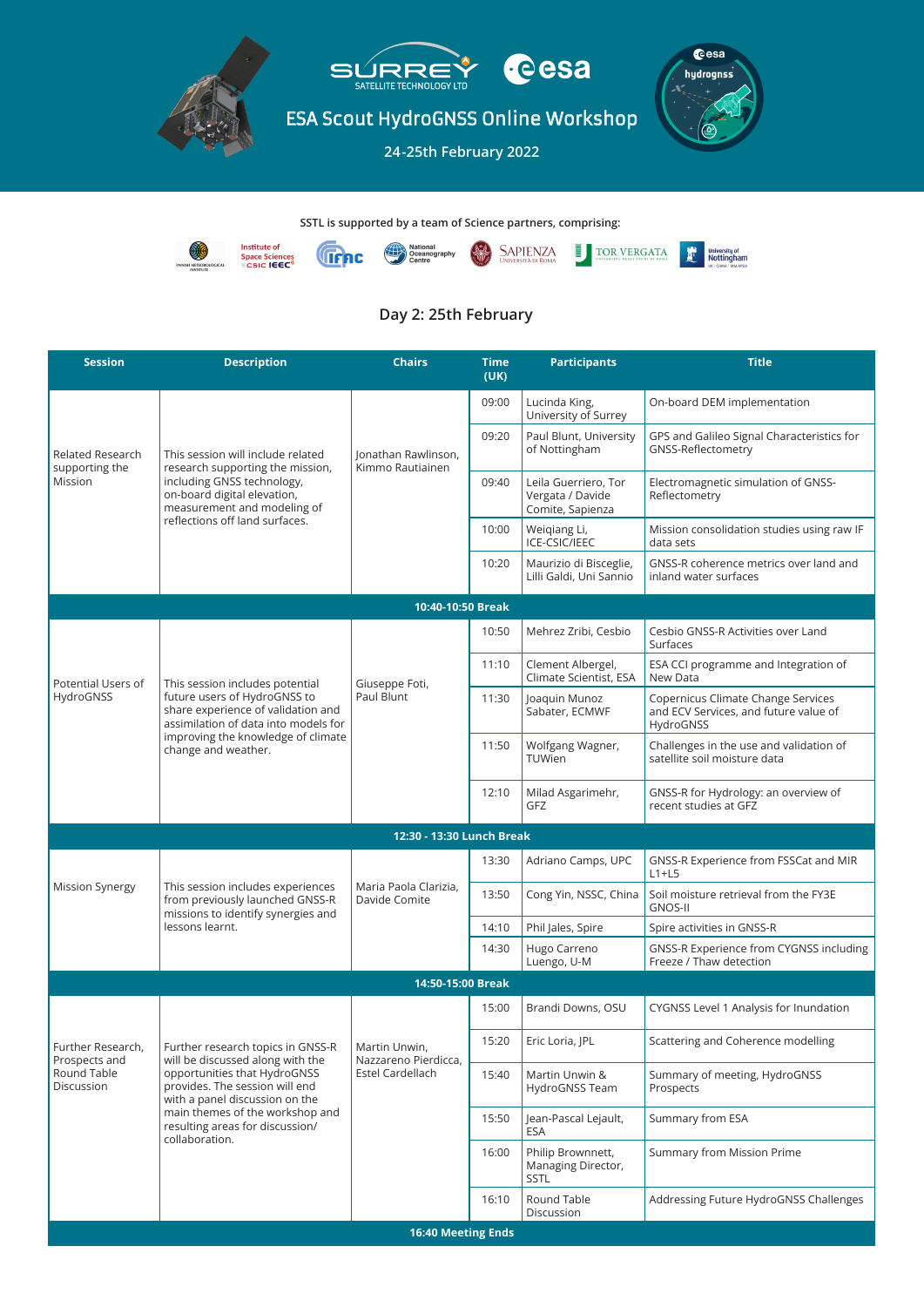# ESA Scout HydroGNSS Online Workshop

24-25th February 2022

SSTL is supported by a team of Science partners, comprising:

## Day 2: 25th February

| Session | Description | Chairs | Time (UK) | Participants | Title |
|---|---|---|---|---|---|
| Related Research supporting the Mission | This session will include related research supporting the mission, including GNSS technology, on-board digital elevation, measurement and modeling of reflections off land surfaces. | Jonathan Rawlinson, Kimmo Rautiainen | 09:00 | Lucinda King, University of Surrey | On-board DEM implementation |
| | | | 09:20 | Paul Blunt, University of Nottingham | GPS and Galileo Signal Characteristics for GNSS-Reflectometry |
| | | | 09:40 | Leila Guerriero, Tor Vergata / Davide Comite, Sapienza | Electromagnetic simulation of GNSS-Reflectometry |
| | | | 10:00 | Weiqiang Li, ICE-CSIC/IEEC | Mission consolidation studies using raw IF data sets |
| | | | 10:20 | Maurizio di Bisceglie, Lilli Galdi, Uni Sannio | GNSS-R coherence metrics over land and inland water surfaces |
| **10:40-10:50 Break** | | | | | |
| Potential Users of HydroGNSS | This session includes potential future users of HydroGNSS to share experience of validation and assimilation of data into models for improving the knowledge of climate change and weather. | Giuseppe Foti, Paul Blunt | 10:50 | Mehrez Zribi, Cesbio | Cesbio GNSS-R Activities over Land Surfaces |
| | | | 11:10 | Clement Albergel, Climate Scientist, ESA | ESA CCI programme and Integration of New Data |
| | | | 11:30 | Joaquin Munoz Sabater, ECMWF | Copernicus Climate Change Services and ECV Services, and future value of HydroGNSS |
| | | | 11:50 | Wolfgang Wagner, TUWien | Challenges in the use and validation of satellite soil moisture data |
| | | | 12:10 | Milad Asgarimehr, GFZ | GNSS-R for Hydrology: an overview of recent studies at GFZ |
| **12:30 - 13:30 Lunch Break** | | | | | |
| Mission Synergy | This session includes experiences from previously launched GNSS-R missions to identify synergies and lessons learnt. | Maria Paola Clarizia, Davide Comite | 13:30 | Adriano Camps, UPC | GNSS-R Experience from FSSCat and MIR L1+L5 |
| | | | 13:50 | Cong Yin, NSSC, China | Soil moisture retrieval from the FY3E GNOS-II |
| | | | 14:10 | Phil Jales, Spire | Spire activities in GNSS-R |
| | | | 14:30 | Hugo Carreno Luengo, U-M | GNSS-R Experience from CYGNSS including Freeze / Thaw detection |
| **14:50-15:00 Break** | | | | | |
| Further Research, Prospects and Round Table Discussion | Further research topics in GNSS-R will be discussed along with the opportunities that HydroGNSS provides. The session will end with a panel discussion on the main themes of the workshop and resulting areas for discussion/ collaboration. | Martin Unwin, Nazzareno Pierdicca, Estel Cardellach | 15:00 | Brandi Downs, OSU | CYGNSS Level 1 Analysis for Inundation |
| | | | 15:20 | Eric Loria, JPL | Scattering and Coherence modelling |
| | | | 15:40 | Martin Unwin & HydroGNSS Team | Summary of meeting, HydroGNSS Prospects |
| | | | 15:50 | Jean-Pascal Lejault, ESA | Summary from ESA |
| | | | 16:00 | Philip Brownnett, Managing Director, SSTL | Summary from Mission Prime |
| | | | 16:10 | Round Table Discussion | Addressing Future HydroGNSS Challenges |
| **16:40 Meeting Ends** | | | | | |